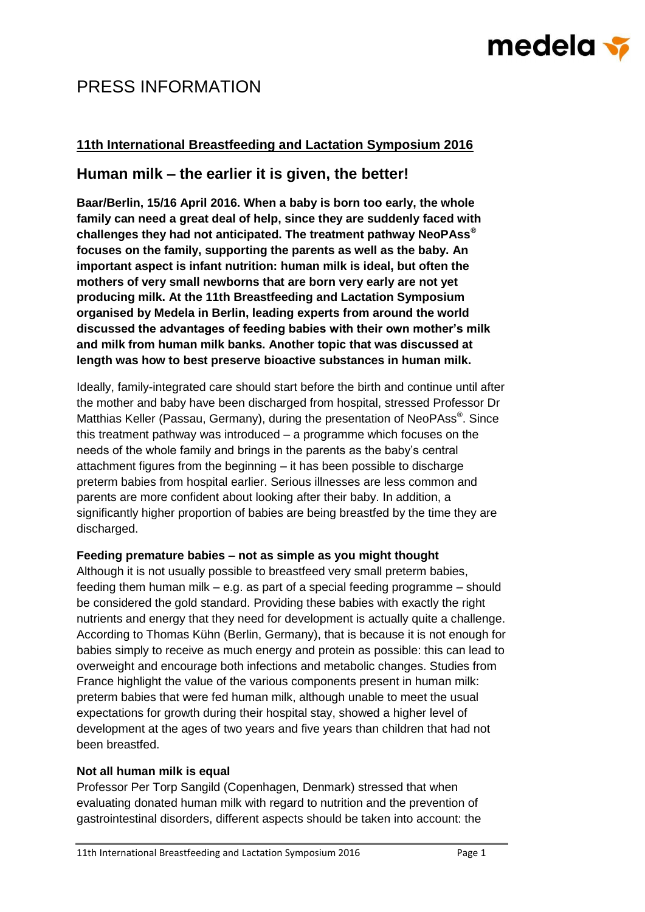# PRESS INFORMATION

## 11th International Breastfeeding and Lactation Symposium 2016

## Human milk – the earlier it is given, the better!

**Baar/Berlin, 15/16 April 2016. When a baby is born too early, the whole family can need a great deal of help, since they are suddenly faced with challenges they had not anticipated. The treatment pathway NeoPAss® focuses on the family, supporting the parents as well as the baby. An important aspect is infant nutrition: human milk is ideal, but often the mothers of very small newborns that are born very early are not yet producing milk. At the 11th Breastfeeding and Lactation Symposium organised by Medela in Berlin, leading experts from around the world discussed the advantages of feeding babies with their own mother's milk and milk from human milk banks. Another topic that was discussed at length was how to best preserve bioactive substances in human milk.**

Ideally, family-integrated care should start before the birth and continue until after the mother and baby have been discharged from hospital, stressed Professor Dr Matthias Keller (Passau, Germany), during the presentation of NeoPAss®. Since this treatment pathway was introduced – a programme which focuses on the needs of the whole family and brings in the parents as the baby's central attachment figures from the beginning – it has been possible to discharge preterm babies from hospital earlier. Serious illnesses are less common and parents are more confident about looking after their baby. In addition, a significantly higher proportion of babies are being breastfed by the time they are discharged.

**Feeding premature babies – not as simple as you might thought**

Although it is not usually possible to breastfeed very small preterm babies, feeding them human milk – e.g. as part of a special feeding programme – should be considered the gold standard. Providing these babies with exactly the right nutrients and energy that they need for development is actually quite a challenge. According to Thomas Kühn (Berlin, Germany), that is because it is not enough for babies simply to receive as much energy and protein as possible: this can lead to overweight and encourage both infections and metabolic changes. Studies from France highlight the value of the various components present in human milk: preterm babies that were fed human milk, although unable to meet the usual expectations for growth during their hospital stay, showed a higher level of development at the ages of two years and five years than children that had not been breastfed.

**Not all human milk is equal**

Professor Per Torp Sangild (Copenhagen, Denmark) stressed that when evaluating donated human milk with regard to nutrition and the prevention of gastrointestinal disorders, different aspects should be taken into account: the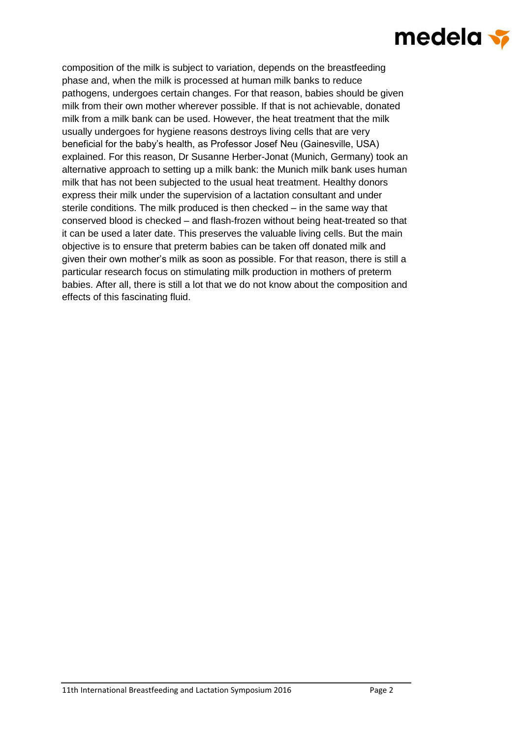composition of the milk is subject to variation, depends on the breastfeeding phase and, when the milk is processed at human milk banks to reduce pathogens, undergoes certain changes. For that reason, babies should be given milk from their own mother wherever possible. If that is not achievable, donated milk from a milk bank can be used. However, the heat treatment that the milk usually undergoes for hygiene reasons destroys living cells that are very beneficial for the baby's health, as Professor Josef Neu (Gainesville, USA) explained. For this reason, Dr Susanne Herber-Jonat (Munich, Germany) took an alternative approach to setting up a milk bank: the Munich milk bank uses human milk that has not been subjected to the usual heat treatment. Healthy donors express their milk under the supervision of a lactation consultant and under sterile conditions. The milk produced is then checked – in the same way that conserved blood is checked – and flash-frozen without being heat-treated so that it can be used a later date. This preserves the valuable living cells. But the main objective is to ensure that preterm babies can be taken off donated milk and given their own mother's milk as soon as possible. For that reason, there is still a particular research focus on stimulating milk production in mothers of preterm babies. After all, there is still a lot that we do not know about the composition and effects of this fascinating fluid.